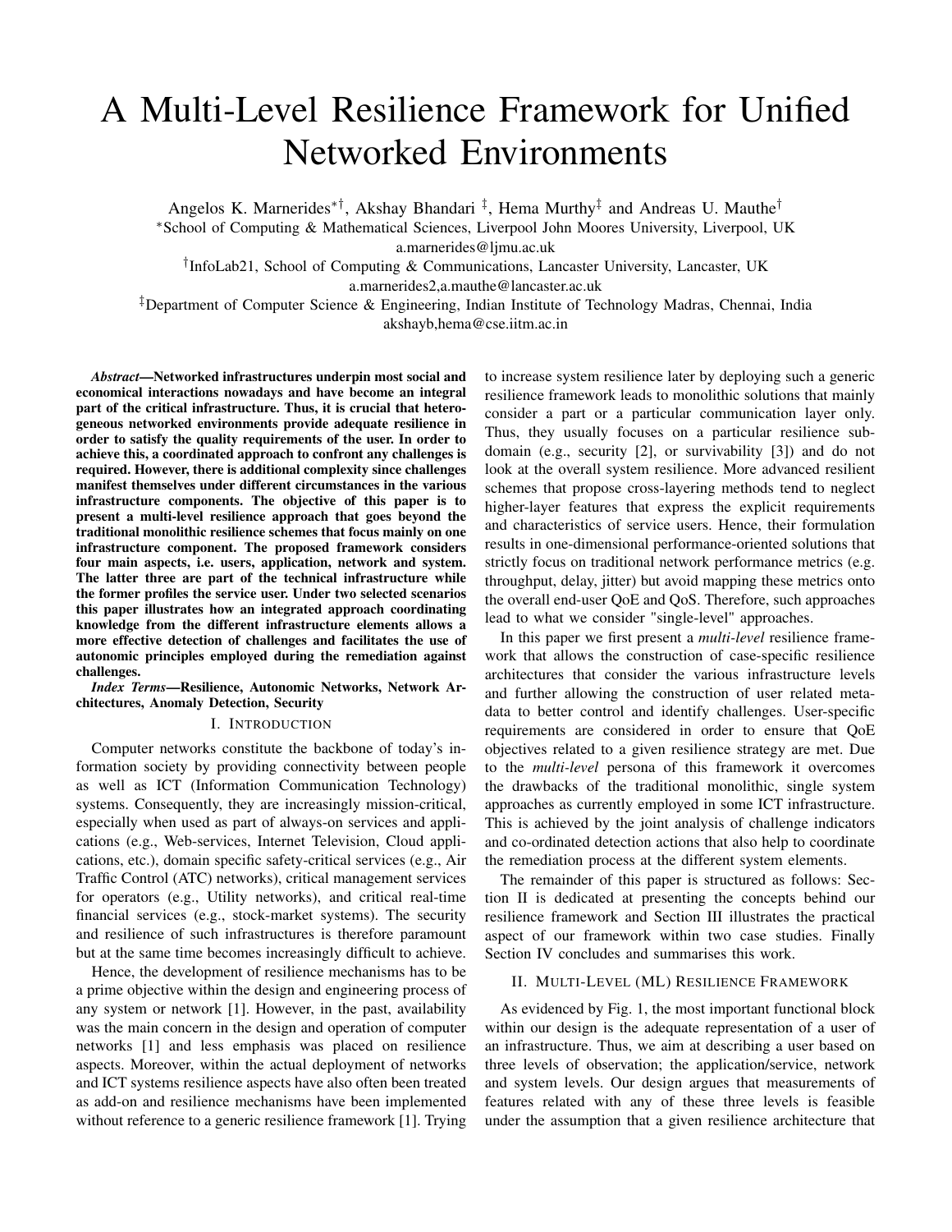# A Multi-Level Resilience Framework for Unified Networked Environments

Angelos K. Marnerides[*†], Akshay Bhandari [‡], Hema Murthy[‡] and Andreas U. Mauthe[†]

[*]School of Computing & Mathematical Sciences, Liverpool John Moores University, Liverpool, UK
a.marnerides@ljmu.ac.uk

[†]InfoLab21, School of Computing & Communications, Lancaster University, Lancaster, UK
a.marnerides2,a.mauthe@lancaster.ac.uk

[‡]Department of Computer Science & Engineering, Indian Institute of Technology Madras, Chennai, India
akshayb,hema@cse.iitm.ac.in

***Abstract*—Networked infrastructures underpin most social and economical interactions nowadays and have become an integral part of the critical infrastructure. Thus, it is crucial that heterogeneous networked environments provide adequate resilience in order to satisfy the quality requirements of the user. In order to achieve this, a coordinated approach to confront any challenges is required. However, there is additional complexity since challenges manifest themselves under different circumstances in the various infrastructure components. The objective of this paper is to present a multi-level resilience approach that goes beyond the traditional monolithic resilience schemes that focus mainly on one infrastructure component. The proposed framework considers four main aspects, i.e. users, application, network and system. The latter three are part of the technical infrastructure while the former profiles the service user. Under two selected scenarios this paper illustrates how an integrated approach coordinating knowledge from the different infrastructure elements allows a more effective detection of challenges and facilitates the use of autonomic principles employed during the remediation against challenges.**

***Index Terms*—Resilience, Autonomic Networks, Network Architectures, Anomaly Detection, Security**

## I. Introduction

Computer networks constitute the backbone of today's information society by providing connectivity between people as well as ICT (Information Communication Technology) systems. Consequently, they are increasingly mission-critical, especially when used as part of always-on services and applications (e.g., Web-services, Internet Television, Cloud applications, etc.), domain specific safety-critical services (e.g., Air Traffic Control (ATC) networks), critical management services for operators (e.g., Utility networks), and critical real-time financial services (e.g., stock-market systems). The security and resilience of such infrastructures is therefore paramount but at the same time becomes increasingly difficult to achieve.

Hence, the development of resilience mechanisms has to be a prime objective within the design and engineering process of any system or network [1]. However, in the past, availability was the main concern in the design and operation of computer networks [1] and less emphasis was placed on resilience aspects. Moreover, within the actual deployment of networks and ICT systems resilience aspects have also often been treated as add-on and resilience mechanisms have been implemented without reference to a generic resilience framework [1]. Trying to increase system resilience later by deploying such a generic resilience framework leads to monolithic solutions that mainly consider a part or a particular communication layer only. Thus, they usually focuses on a particular resilience subdomain (e.g., security [2], or survivability [3]) and do not look at the overall system resilience. More advanced resilient schemes that propose cross-layering methods tend to neglect higher-layer features that express the explicit requirements and characteristics of service users. Hence, their formulation results in one-dimensional performance-oriented solutions that strictly focus on traditional network performance metrics (e.g. throughput, delay, jitter) but avoid mapping these metrics onto the overall end-user QoE and QoS. Therefore, such approaches lead to what we consider "single-level" approaches.

In this paper we first present a *multi-level* resilience framework that allows the construction of case-specific resilience architectures that consider the various infrastructure levels and further allowing the construction of user related metadata to better control and identify challenges. User-specific requirements are considered in order to ensure that QoE objectives related to a given resilience strategy are met. Due to the *multi-level* persona of this framework it overcomes the drawbacks of the traditional monolithic, single system approaches as currently employed in some ICT infrastructure. This is achieved by the joint analysis of challenge indicators and co-ordinated detection actions that also help to coordinate the remediation process at the different system elements.

The remainder of this paper is structured as follows: Section II is dedicated at presenting the concepts behind our resilience framework and Section III illustrates the practical aspect of our framework within two case studies. Finally Section IV concludes and summarises this work.

## II. Multi-Level (ML) Resilience Framework

As evidenced by Fig. 1, the most important functional block within our design is the adequate representation of a user of an infrastructure. Thus, we aim at describing a user based on three levels of observation; the application/service, network and system levels. Our design argues that measurements of features related with any of these three levels is feasible under the assumption that a given resilience architecture that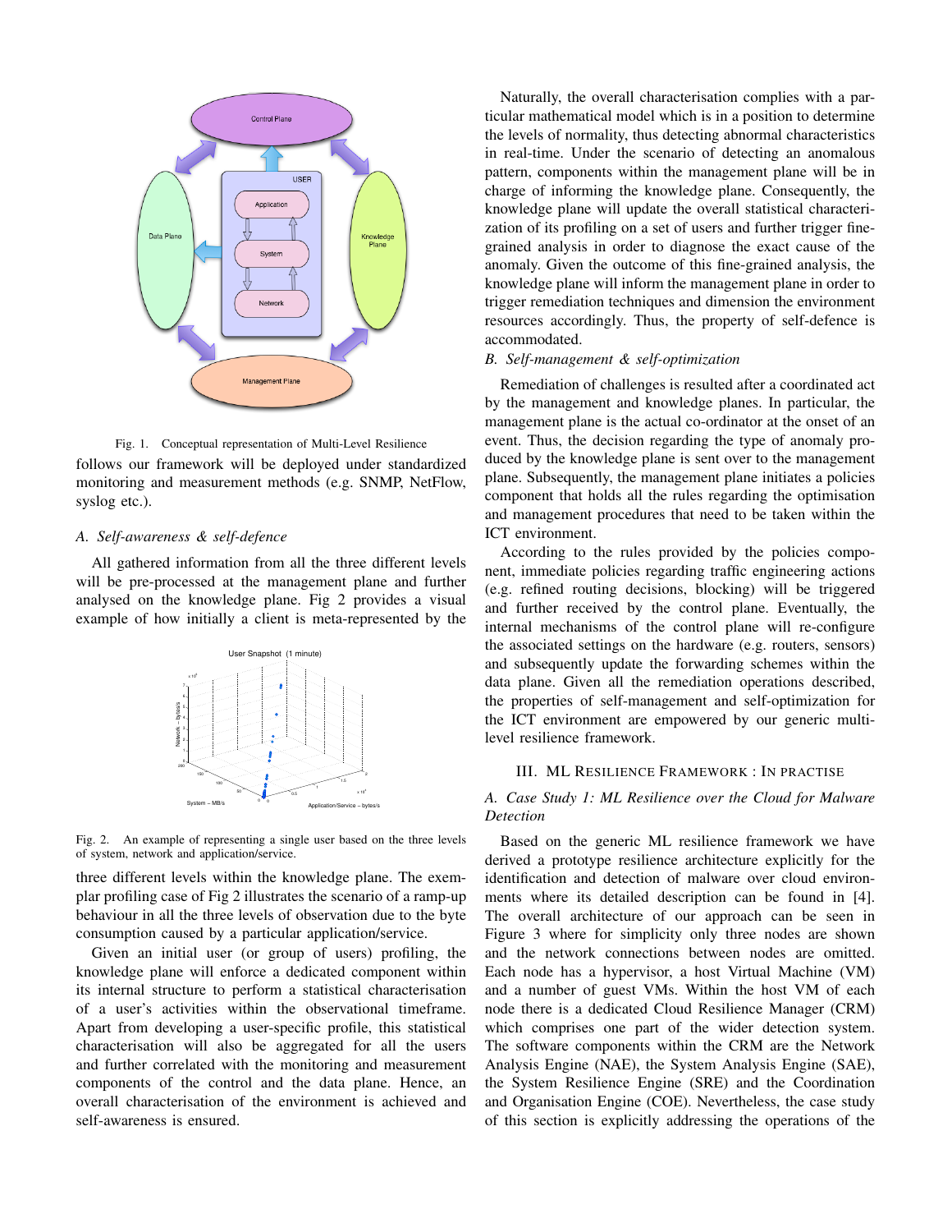Fig. 1. Conceptual representation of Multi-Level Resilience

follows our framework will be deployed under standardized monitoring and measurement methods (e.g. SNMP, NetFlow, syslog etc.).

### A. Self-awareness & self-defence

All gathered information from all the three different levels will be pre-processed at the management plane and further analysed on the knowledge plane. Fig 2 provides a visual example of how initially a client is meta-represented by the three different levels within the knowledge plane. The exemplar profiling case of Fig 2 illustrates the scenario of a ramp-up behaviour in all the three levels of observation due to the byte consumption caused by a particular application/service.

Fig. 2. An example of representing a single user based on the three levels of system, network and application/service.

Given an initial user (or group of users) profiling, the knowledge plane will enforce a dedicated component within its internal structure to perform a statistical characterisation of a user's activities within the observational timeframe. Apart from developing a user-specific profile, this statistical characterisation will also be aggregated for all the users and further correlated with the monitoring and measurement components of the control and the data plane. Hence, an overall characterisation of the environment is achieved and self-awareness is ensured.

Naturally, the overall characterisation complies with a particular mathematical model which is in a position to determine the levels of normality, thus detecting abnormal characteristics in real-time. Under the scenario of detecting an anomalous pattern, components within the management plane will be in charge of informing the knowledge plane. Consequently, the knowledge plane will update the overall statistical characterization of its profiling on a set of users and further trigger fine-grained analysis in order to diagnose the exact cause of the anomaly. Given the outcome of this fine-grained analysis, the knowledge plane will inform the management plane in order to trigger remediation techniques and dimension the environment resources accordingly. Thus, the property of self-defence is accommodated.

### B. Self-management & self-optimization

Remediation of challenges is resulted after a coordinated act by the management and knowledge planes. In particular, the management plane is the actual co-ordinator at the onset of an event. Thus, the decision regarding the type of anomaly produced by the knowledge plane is sent over to the management plane. Subsequently, the management plane initiates a policies component that holds all the rules regarding the optimisation and management procedures that need to be taken within the ICT environment.

According to the rules provided by the policies component, immediate policies regarding traffic engineering actions (e.g. refined routing decisions, blocking) will be triggered and further received by the control plane. Eventually, the internal mechanisms of the control plane will re-configure the associated settings on the hardware (e.g. routers, sensors) and subsequently update the forwarding schemes within the data plane. Given all the remediation operations described, the properties of self-management and self-optimization for the ICT environment are empowered by our generic multi-level resilience framework.

## III. ML Resilience Framework : In Practise

### A. Case Study 1: ML Resilience over the Cloud for Malware Detection

Based on the generic ML resilience framework we have derived a prototype resilience architecture explicitly for the identification and detection of malware over cloud environments where its detailed description can be found in [4]. The overall architecture of our approach can be seen in Figure 3 where for simplicity only three nodes are shown and the network connections between nodes are omitted. Each node has a hypervisor, a host Virtual Machine (VM) and a number of guest VMs. Within the host VM of each node there is a dedicated Cloud Resilience Manager (CRM) which comprises one part of the wider detection system. The software components within the CRM are the Network Analysis Engine (NAE), the System Analysis Engine (SAE), the System Resilience Engine (SRE) and the Coordination and Organisation Engine (COE). Nevertheless, the case study of this section is explicitly addressing the operations of the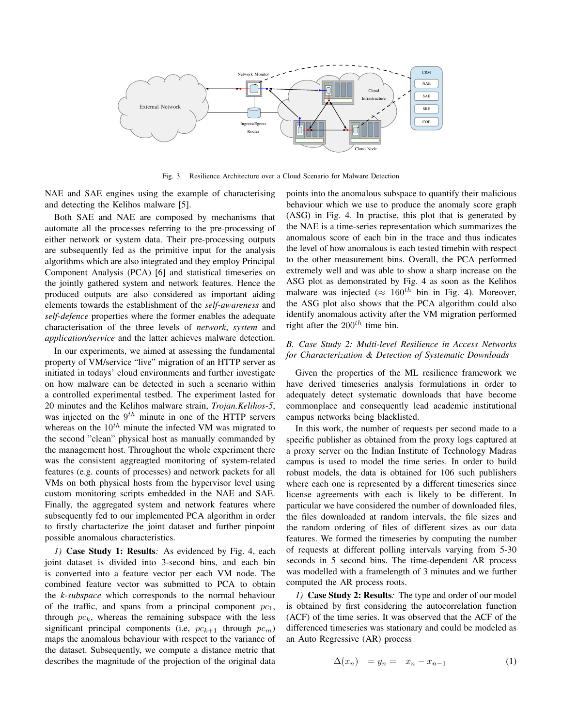Fig. 3. Resilience Architecture over a Cloud Scenario for Malware Detection

NAE and SAE engines using the example of characterising and detecting the Kelihos malware [5].

Both SAE and NAE are composed by mechanisms that automate all the processes referring to the pre-processing of either network or system data. Their pre-processing outputs are subsequently fed as the primitive input for the analysis algorithms which are also integrated and they employ Principal Component Analysis (PCA) [6] and statistical timeseries on the jointly gathered system and network features. Hence the produced outputs are also considered as important aiding elements towards the establishment of the *self-awareness* and *self-defence* properties where the former enables the adequate characterisation of the three levels of *network*, *system* and *application/service* and the latter achieves malware detection.

In our experiments, we aimed at assessing the fundamental property of VM/service "live" migration of an HTTP server as initiated in todays' cloud environments and further investigate on how malware can be detected in such a scenario within a controlled experimental testbed. The experiment lasted for 20 minutes and the Kelihos malware strain, *Trojan.Kelihos-5*, was injected on the $9^{th}$ minute in one of the HTTP servers whereas on the $10^{th}$ minute the infected VM was migrated to the second "clean" physical host as manually commanded by the management host. Throughout the whole experiment there was the consistent aggreagted monitoring of system-related features (e.g. counts of processes) and network packets for all VMs on both physical hosts from the hypervisor level using custom monitoring scripts embedded in the NAE and SAE. Finally, the aggregated system and network features where subsequently fed to our implemented PCA algorithm in order to firstly chartacterize the joint dataset and further pinpoint possible anomalous characteristics.

*1) **Case Study 1: Results**:* As evidenced by Fig. 4, each joint dataset is divided into 3-second bins, and each bin is converted into a feature vector per each VM node. The combined feature vector was submitted to PCA to obtain the *k-subspace* which corresponds to the normal behaviour of the traffic, and spans from a principal component $pc_1$, through $pc_k$, whereas the remaining subspace with the less significant principal components (i.e, $pc_{k+1}$ through $pc_m$) maps the anomalous behaviour with respect to the variance of the dataset. Subsequently, we compute a distance metric that describes the magnitude of the projection of the original data points into the anomalous subspace to quantify their malicious behaviour which we use to produce the anomaly score graph (ASG) in Fig. 4. In practise, this plot that is generated by the NAE is a time-series representation which summarizes the anomalous score of each bin in the trace and thus indicates the level of how anomalous is each tested timebin with respect to the other measurement bins. Overall, the PCA performed extremely well and was able to show a sharp increase on the ASG plot as demonstrated by Fig. 4 as soon as the Kelihos malware was injected ($\approx 160^{th}$ bin in Fig. 4). Moreover, the ASG plot also shows that the PCA algorithm could also identify anomalous activity after the VM migration performed right after the $200^{th}$ time bin.

### *B. Case Study 2: Multi-level Resilience in Access Networks for Characterization & Detection of Systematic Downloads*

Given the properties of the ML resilience framework we have derived timeseries analysis formulations in order to adequately detect systematic downloads that have become commonplace and consequently lead academic institutional campus networks being blacklisted.

In this work, the number of requests per second made to a specific publisher as obtained from the proxy logs captured at a proxy server on the Indian Institute of Technology Madras campus is used to model the time series. In order to build robust models, the data is obtained for 106 such publishers where each one is represented by a different timeseries since license agreements with each is likely to be different. In particular we have considered the number of downloaded files, the files downloaded at random intervals, the file sizes and the random ordering of files of different sizes as our data features. We formed the timeseries by computing the number of requests at different polling intervals varying from 5-30 seconds in 5 second bins. The time-dependent AR process was modelled with a framelength of 3 minutes and we further computed the AR process roots.

*1) **Case Study 2: Results**:* The type and order of our model is obtained by first considering the autocorrelation function (ACF) of the time series. It was observed that the ACF of the differenced timeseries was stationary and could be modeled as an Auto Regressive (AR) process

$$\Delta(x_n) \quad = y_n = \quad x_n - x_{n-1} \tag{1}$$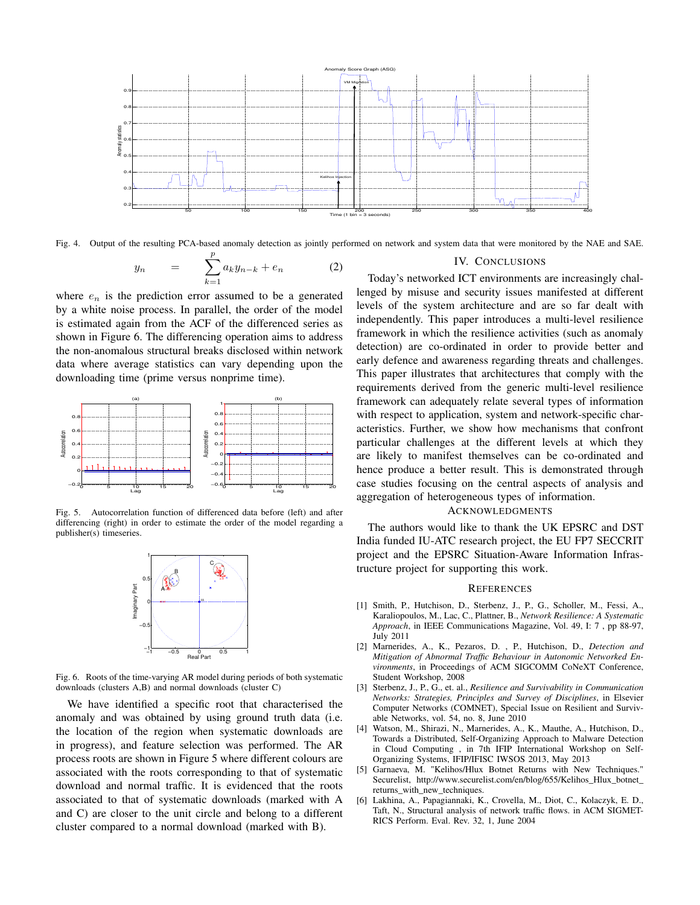Anomaly Score Graph (ASG)

VM Migration

Kelihos Injection

Anomaly statistics

Time (1 bin = 3 seconds)

Fig. 4. Output of the resulting PCA-based anomaly detection as jointly performed on network and system data that were monitored by the NAE and SAE.

$$y_n = \sum_{k=1}^{p} a_k y_{n-k} + e_n \tag{2}$$

where $e_n$ is the prediction error assumed to be a generated by a white noise process. In parallel, the order of the model is estimated again from the ACF of the differenced series as shown in Figure 6. The differencing operation aims to address the non-anomalous structural breaks disclosed within network data where average statistics can vary depending upon the downloading time (prime versus nonprime time).

(a)

(b)

Autocorrelation

Lag

Fig. 5. Autocorrelation function of differenced data before (left) and after differencing (right) in order to estimate the order of the model regarding a publisher(s) timeseries.

Imaginary Part

Real Part

A

B

C

Fig. 6. Roots of the time-varying AR model during periods of both systematic downloads (clusters A,B) and normal downloads (cluster C)

We have identified a specific root that characterised the anomaly and was obtained by using ground truth data (i.e. the location of the region when systematic downloads are in progress), and feature selection was performed. The AR process roots are shown in Figure 5 where different colours are associated with the roots corresponding to that of systematic download and normal traffic. It is evidenced that the roots associated to that of systematic downloads (marked with A and C) are closer to the unit circle and belong to a different cluster compared to a normal download (marked with B).

## IV. Conclusions

Today's networked ICT environments are increasingly challenged by misuse and security issues manifested at different levels of the system architecture and are so far dealt with independently. This paper introduces a multi-level resilience framework in which the resilience activities (such as anomaly detection) are co-ordinated in order to provide better and early defence and awareness regarding threats and challenges. This paper illustrates that architectures that comply with the requirements derived from the generic multi-level resilience framework can adequately relate several types of information with respect to application, system and network-specific characteristics. Further, we show how mechanisms that confront particular challenges at the different levels at which they are likely to manifest themselves can be co-ordinated and hence produce a better result. This is demonstrated through case studies focusing on the central aspects of analysis and aggregation of heterogeneous types of information.

## Acknowledgments

The authors would like to thank the UK EPSRC and DST India funded IU-ATC research project, the EU FP7 SECCRIT project and the EPSRC Situation-Aware Information Infrastructure project for supporting this work.

## References

[1] Smith, P., Hutchison, D., Sterbenz, J., P., G., Scholler, M., Fessi, A., Karaliopoulos, M., Lac, C., Plattner, B., *Network Resilience: A Systematic Approach*, in IEEE Communications Magazine, Vol. 49, I: 7 , pp 88-97, July 2011

[2] Marnerides, A., K., Pezaros, D. , P., Hutchison, D., *Detection and Mitigation of Abnormal Traffic Behaviour in Autonomic Networked Environments*, in Proceedings of ACM SIGCOMM CoNeXT Conference, Student Workshop, 2008

[3] Sterbenz, J., P., G., et. al., *Resilience and Survivability in Communication Networks: Strategies, Principles and Survey of Disciplines*, in Elsevier Computer Networks (COMNET), Special Issue on Resilient and Survivable Networks, vol. 54, no. 8, June 2010

[4] Watson, M., Shirazi, N., Marnerides, A., K., Mauthe, A., Hutchison, D., Towards a Distributed, Self-Organizing Approach to Malware Detection in Cloud Computing , in 7th IFIP International Workshop on Self-Organizing Systems, IFIP/IFISC IWSOS 2013, May 2013

[5] Garnaeva, M. "Kelihos/Hlux Botnet Returns with New Techniques." Securelist, http://www.securelist.com/en/blog/655/Kelihos_Hlux_botnet_returns_with_new_techniques.

[6] Lakhina, A., Papagiannaki, K., Crovella, M., Diot, C., Kolaczyk, E. D., Taft, N., Structural analysis of network traffic flows. in ACM SIGMETRICS Perform. Eval. Rev. 32, 1, June 2004